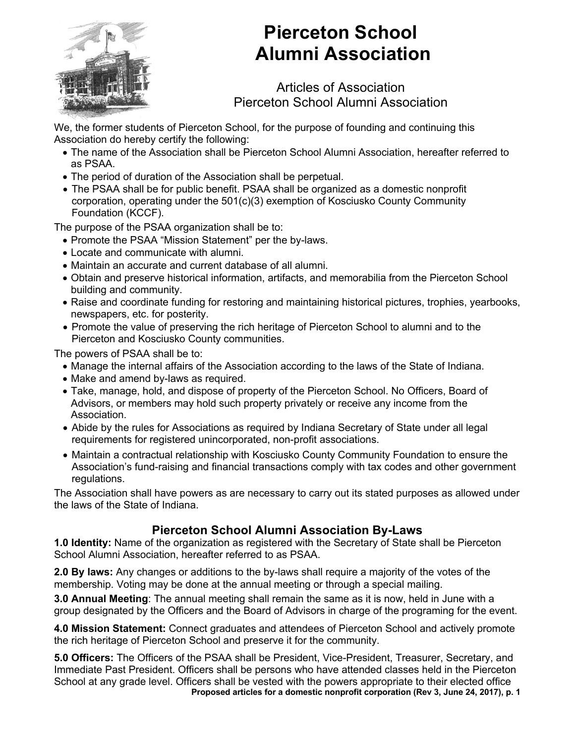# Pierceton School Alumni Association

## Articles of Association
## Pierceton School Alumni Association

We, the former students of Pierceton School, for the purpose of founding and continuing this Association do hereby certify the following:

- The name of the Association shall be Pierceton School Alumni Association, hereafter referred to as PSAA.
- The period of duration of the Association shall be perpetual.
- The PSAA shall be for public benefit. PSAA shall be organized as a domestic nonprofit corporation, operating under the 501(c)(3) exemption of Kosciusko County Community Foundation (KCCF).

The purpose of the PSAA organization shall be to:

- Promote the PSAA "Mission Statement" per the by-laws.
- Locate and communicate with alumni.
- Maintain an accurate and current database of all alumni.
- Obtain and preserve historical information, artifacts, and memorabilia from the Pierceton School building and community.
- Raise and coordinate funding for restoring and maintaining historical pictures, trophies, yearbooks, newspapers, etc. for posterity.
- Promote the value of preserving the rich heritage of Pierceton School to alumni and to the Pierceton and Kosciusko County communities.

The powers of PSAA shall be to:

- Manage the internal affairs of the Association according to the laws of the State of Indiana.
- Make and amend by-laws as required.
- Take, manage, hold, and dispose of property of the Pierceton School. No Officers, Board of Advisors, or members may hold such property privately or receive any income from the Association.
- Abide by the rules for Associations as required by Indiana Secretary of State under all legal requirements for registered unincorporated, non-profit associations.
- Maintain a contractual relationship with Kosciusko County Community Foundation to ensure the Association's fund-raising and financial transactions comply with tax codes and other government regulations.

The Association shall have powers as are necessary to carry out its stated purposes as allowed under the laws of the State of Indiana.

## Pierceton School Alumni Association By-Laws

**1.0 Identity:** Name of the organization as registered with the Secretary of State shall be Pierceton School Alumni Association, hereafter referred to as PSAA.

**2.0 By laws:** Any changes or additions to the by-laws shall require a majority of the votes of the membership. Voting may be done at the annual meeting or through a special mailing.

**3.0 Annual Meeting**: The annual meeting shall remain the same as it is now, held in June with a group designated by the Officers and the Board of Advisors in charge of the programing for the event.

**4.0 Mission Statement:** Connect graduates and attendees of Pierceton School and actively promote the rich heritage of Pierceton School and preserve it for the community.

**5.0 Officers:** The Officers of the PSAA shall be President, Vice-President, Treasurer, Secretary, and Immediate Past President. Officers shall be persons who have attended classes held in the Pierceton School at any grade level. Officers shall be vested with the powers appropriate to their elected office

**Proposed articles for a domestic nonprofit corporation (Rev 3, June 24, 2017), p. 1**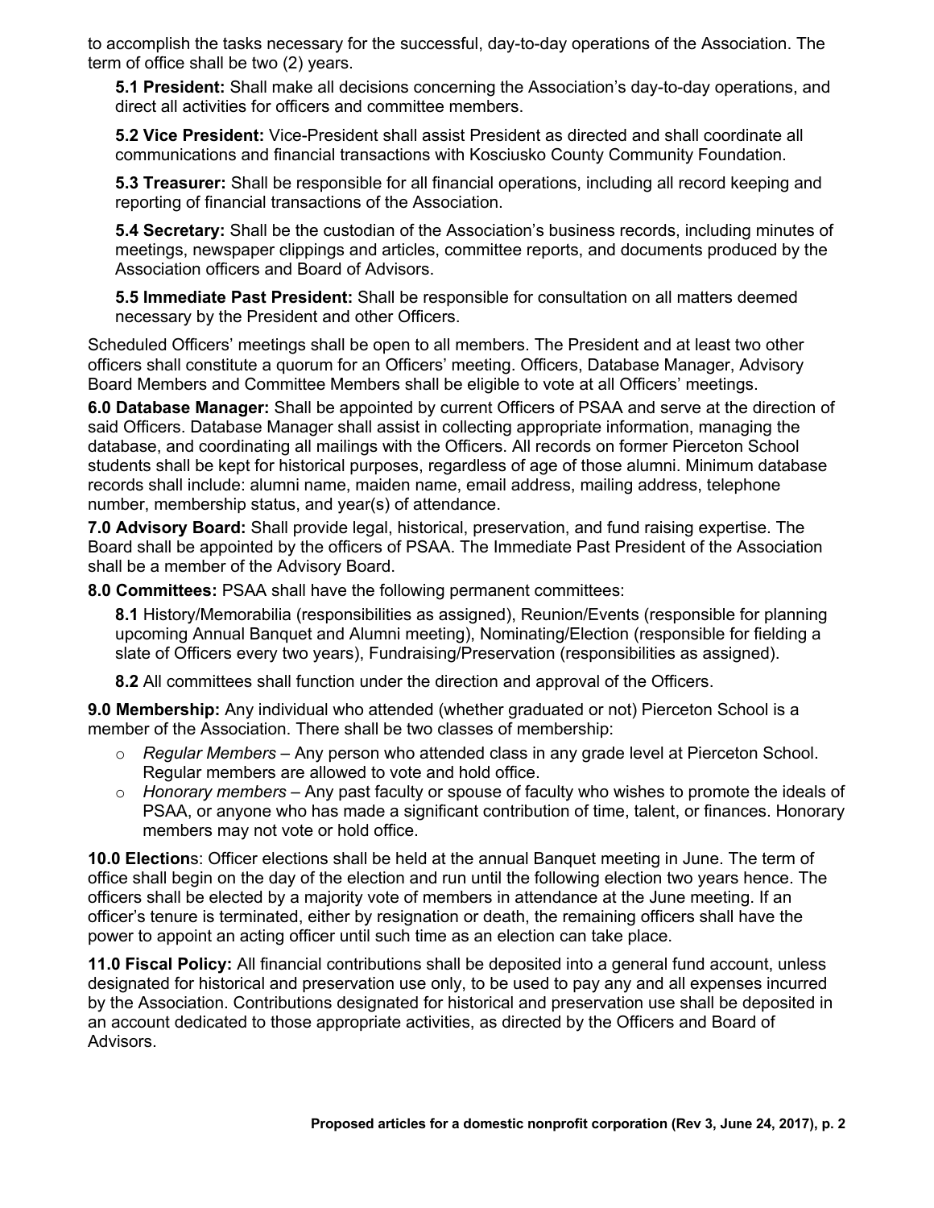to accomplish the tasks necessary for the successful, day-to-day operations of the Association. The term of office shall be two (2) years.

> **5.1 President:** Shall make all decisions concerning the Association's day-to-day operations, and direct all activities for officers and committee members.
>
> **5.2 Vice President:** Vice-President shall assist President as directed and shall coordinate all communications and financial transactions with Kosciusko County Community Foundation.
>
> **5.3 Treasurer:** Shall be responsible for all financial operations, including all record keeping and reporting of financial transactions of the Association.
>
> **5.4 Secretary:** Shall be the custodian of the Association's business records, including minutes of meetings, newspaper clippings and articles, committee reports, and documents produced by the Association officers and Board of Advisors.
>
> **5.5 Immediate Past President:** Shall be responsible for consultation on all matters deemed necessary by the President and other Officers.

Scheduled Officers' meetings shall be open to all members. The President and at least two other officers shall constitute a quorum for an Officers' meeting. Officers, Database Manager, Advisory Board Members and Committee Members shall be eligible to vote at all Officers' meetings.

**6.0 Database Manager:** Shall be appointed by current Officers of PSAA and serve at the direction of said Officers. Database Manager shall assist in collecting appropriate information, managing the database, and coordinating all mailings with the Officers. All records on former Pierceton School students shall be kept for historical purposes, regardless of age of those alumni. Minimum database records shall include: alumni name, maiden name, email address, mailing address, telephone number, membership status, and year(s) of attendance.

**7.0 Advisory Board:** Shall provide legal, historical, preservation, and fund raising expertise. The Board shall be appointed by the officers of PSAA. The Immediate Past President of the Association shall be a member of the Advisory Board.

**8.0 Committees:** PSAA shall have the following permanent committees:

> **8.1** History/Memorabilia (responsibilities as assigned), Reunion/Events (responsible for planning upcoming Annual Banquet and Alumni meeting), Nominating/Election (responsible for fielding a slate of Officers every two years), Fundraising/Preservation (responsibilities as assigned).
>
> **8.2** All committees shall function under the direction and approval of the Officers.

**9.0 Membership:** Any individual who attended (whether graduated or not) Pierceton School is a member of the Association. There shall be two classes of membership:

- *Regular Members* – Any person who attended class in any grade level at Pierceton School. Regular members are allowed to vote and hold office.
- *Honorary members* – Any past faculty or spouse of faculty who wishes to promote the ideals of PSAA, or anyone who has made a significant contribution of time, talent, or finances. Honorary members may not vote or hold office.

**10.0 Elections**: Officer elections shall be held at the annual Banquet meeting in June. The term of office shall begin on the day of the election and run until the following election two years hence. The officers shall be elected by a majority vote of members in attendance at the June meeting. If an officer's tenure is terminated, either by resignation or death, the remaining officers shall have the power to appoint an acting officer until such time as an election can take place.

**11.0 Fiscal Policy:** All financial contributions shall be deposited into a general fund account, unless designated for historical and preservation use only, to be used to pay any and all expenses incurred by the Association. Contributions designated for historical and preservation use shall be deposited in an account dedicated to those appropriate activities, as directed by the Officers and Board of Advisors.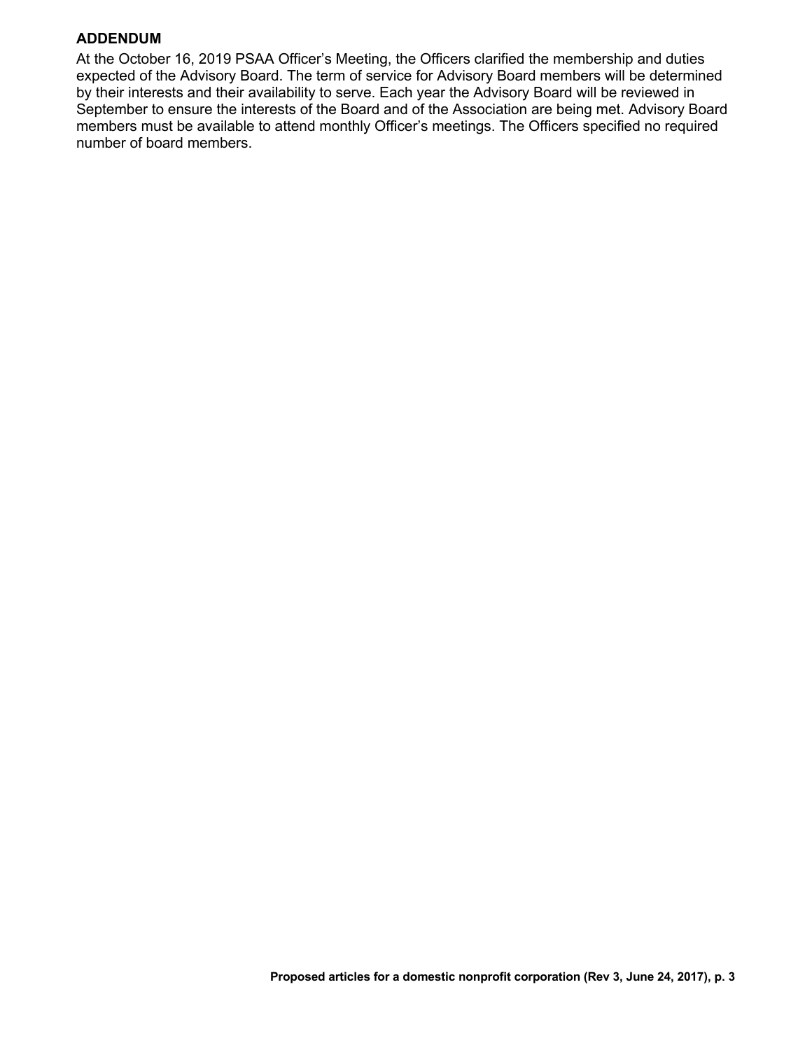## ADDENDUM

At the October 16, 2019 PSAA Officer's Meeting, the Officers clarified the membership and duties expected of the Advisory Board. The term of service for Advisory Board members will be determined by their interests and their availability to serve. Each year the Advisory Board will be reviewed in September to ensure the interests of the Board and of the Association are being met. Advisory Board members must be available to attend monthly Officer's meetings. The Officers specified no required number of board members.